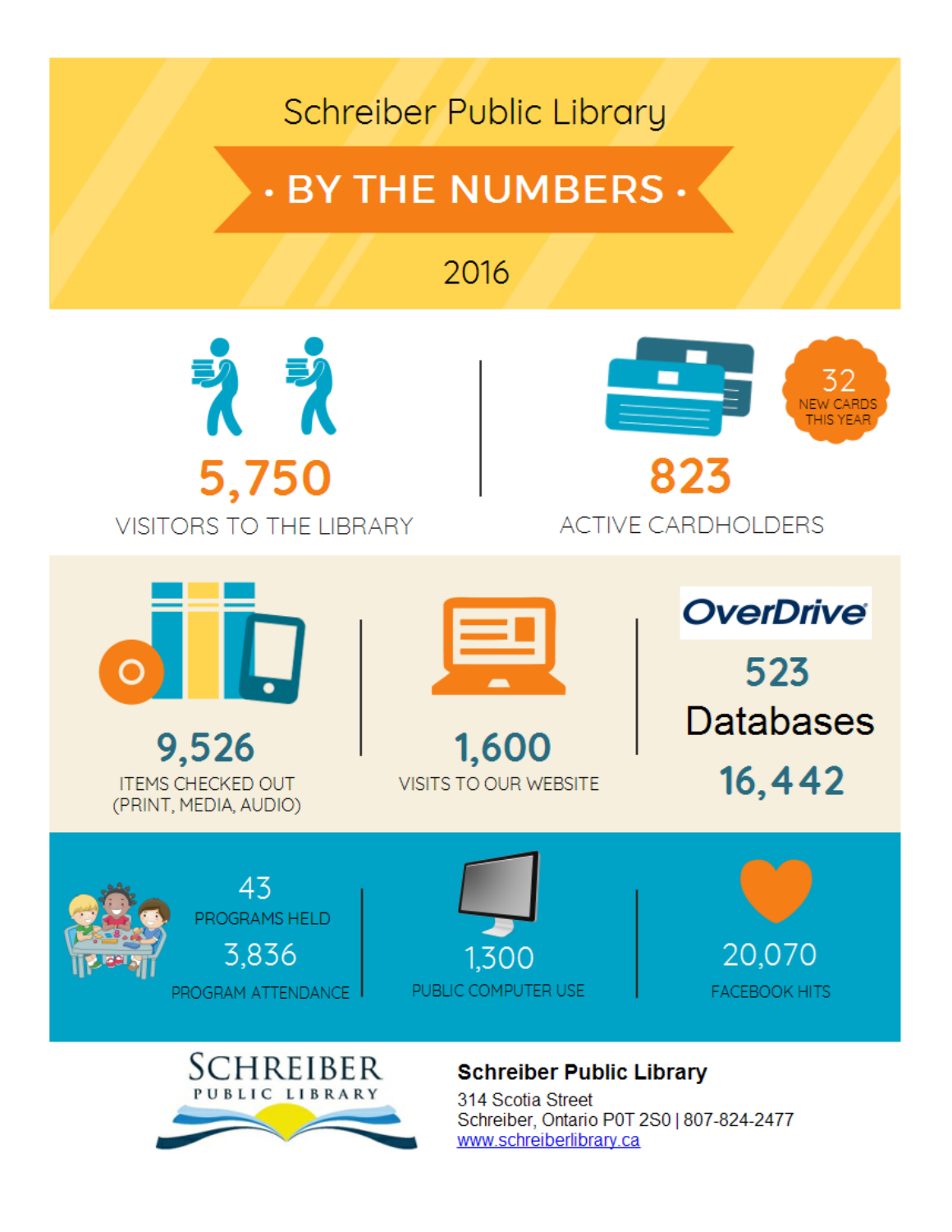# Schreiber Public Library

## • BY THE NUMBERS •

2016

**5,750**
VISITORS TO THE LIBRARY

32
NEW CARDS THIS YEAR

**823**
ACTIVE CARDHOLDERS

**9,526**
ITEMS CHECKED OUT (PRINT, MEDIA, AUDIO)

**1,600**
VISITS TO OUR WEBSITE

**OverDrive**
**523**

**Databases**
**16,442**

43
PROGRAMS HELD

3,836
PROGRAM ATTENDANCE

1,300
PUBLIC COMPUTER USE

20,070
FACEBOOK HITS

SCHREIBER
PUBLIC LIBRARY

**Schreiber Public Library**
314 Scotia Street
Schreiber, Ontario P0T 2S0 | 807-824-2477
[www.schreiberlibrary.ca](http://www.schreiberlibrary.ca)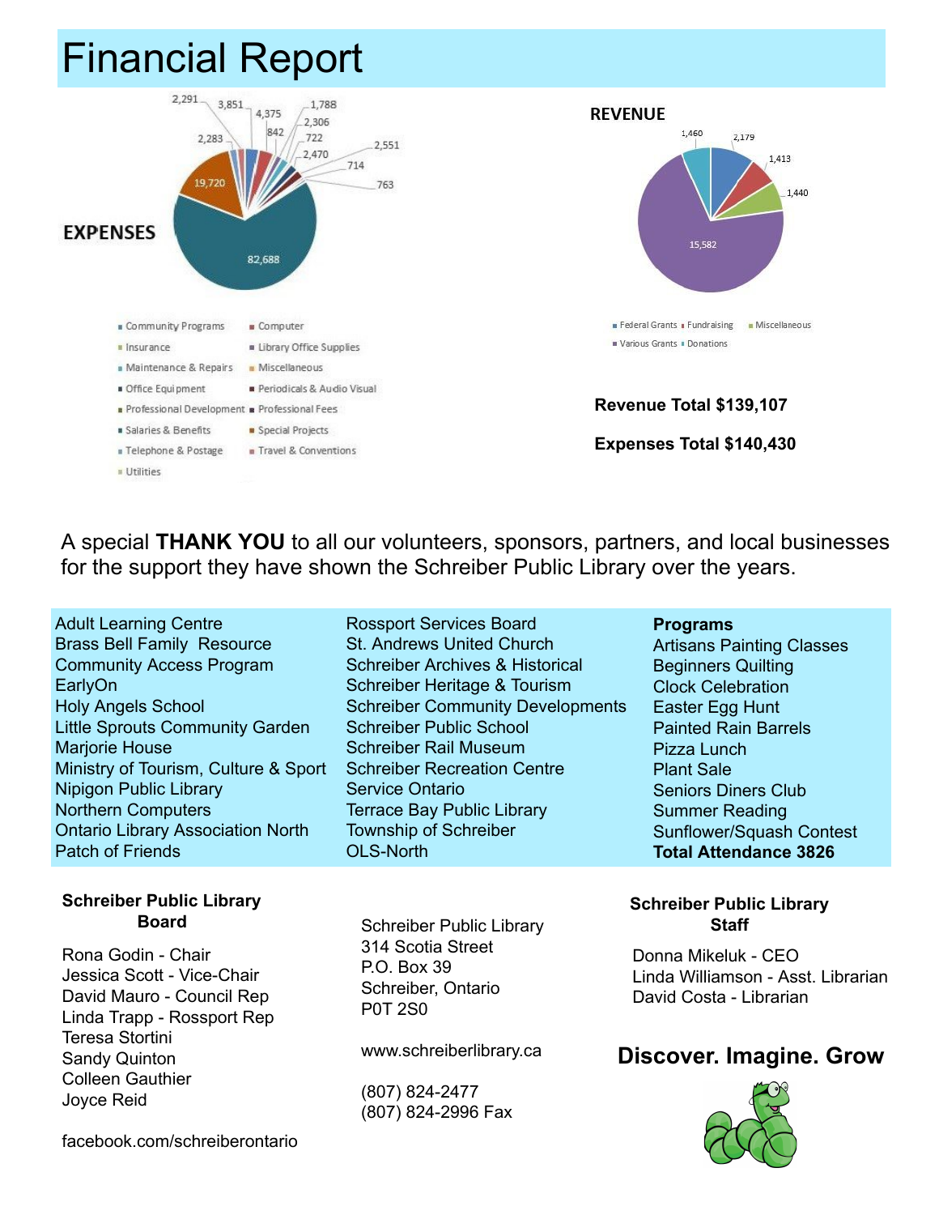# Financial Report

**EXPENSES**

2,291
3,851
4,375
1,788
2,306
842
722
2,283
2,470
2,551
714
763
19,720
82,688

- Community Programs
- Computer
- Insurance
- Library Office Supplies
- Maintenance & Repairs
- Miscellaneous
- Office Equipment
- Periodicals & Audio Visual
- Professional Development
- Professional Fees
- Salaries & Benefits
- Special Projects
- Telephone & Postage
- Travel & Conventions
- Utilities

**REVENUE**

1,460
2,179
1,413
1,440
15,582

- Federal Grants
- Fundraising
- Miscellaneous
- Various Grants
- Donations

**Revenue Total $139,107**

**Expenses Total $140,430**

A special **THANK YOU** to all our volunteers, sponsors, partners, and local businesses for the support they have shown the Schreiber Public Library over the years.

Adult Learning Centre
Brass Bell Family Resource
Community Access Program
EarlyOn
Holy Angels School
Little Sprouts Community Garden
Marjorie House
Ministry of Tourism, Culture & Sport
Nipigon Public Library
Northern Computers
Ontario Library Association North
Patch of Friends
Rossport Services Board
St. Andrews United Church
Schreiber Archives & Historical
Schreiber Heritage & Tourism
Schreiber Community Developments
Schreiber Public School
Schreiber Rail Museum
Schreiber Recreation Centre
Service Ontario
Terrace Bay Public Library
Township of Schreiber
OLS-North

**Programs**
Artisans Painting Classes
Beginners Quilting
Clock Celebration
Easter Egg Hunt
Painted Rain Barrels
Pizza Lunch
Plant Sale
Seniors Diners Club
Summer Reading
Sunflower/Squash Contest
**Total Attendance 3826**

**Schreiber Public Library Board**

Rona Godin - Chair
Jessica Scott - Vice-Chair
David Mauro - Council Rep
Linda Trapp - Rossport Rep
Teresa Stortini
Sandy Quinton
Colleen Gauthier
Joyce Reid

facebook.com/schreiberontario

Schreiber Public Library
314 Scotia Street
P.O. Box 39
Schreiber, Ontario
P0T 2S0

www.schreiberlibrary.ca

(807) 824-2477
(807) 824-2996 Fax

**Schreiber Public Library Staff**

Donna Mikeluk - CEO
Linda Williamson - Asst. Librarian
David Costa - Librarian

**Discover. Imagine. Grow**